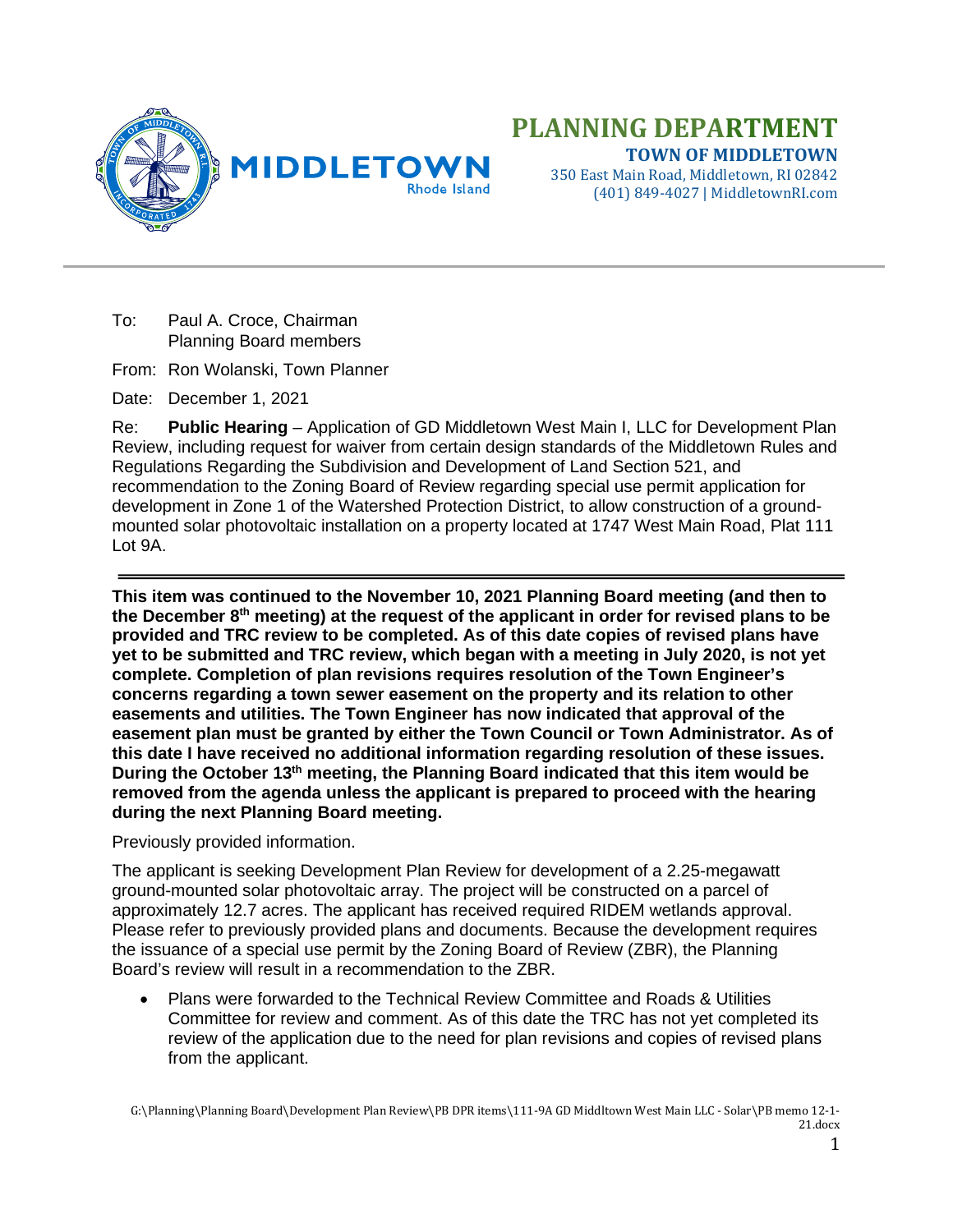# PLANNING DEPARTMENT

**TOWN OF MIDDLETOWN**
350 East Main Road, Middletown, RI 02842
(401) 849-4027 | MiddletownRI.com

---

To: Paul A. Croce, Chairman
Planning Board members

From: Ron Wolanski, Town Planner

Date: December 1, 2021

Re: **Public Hearing** – Application of GD Middletown West Main I, LLC for Development Plan Review, including request for waiver from certain design standards of the Middletown Rules and Regulations Regarding the Subdivision and Development of Land Section 521, and recommendation to the Zoning Board of Review regarding special use permit application for development in Zone 1 of the Watershed Protection District, to allow construction of a ground-mounted solar photovoltaic installation on a property located at 1747 West Main Road, Plat 111 Lot 9A.

---

**This item was continued to the November 10, 2021 Planning Board meeting (and then to the December 8th meeting) at the request of the applicant in order for revised plans to be provided and TRC review to be completed. As of this date copies of revised plans have yet to be submitted and TRC review, which began with a meeting in July 2020, is not yet complete. Completion of plan revisions requires resolution of the Town Engineer's concerns regarding a town sewer easement on the property and its relation to other easements and utilities. The Town Engineer has now indicated that approval of the easement plan must be granted by either the Town Council or Town Administrator. As of this date I have received no additional information regarding resolution of these issues. During the October 13th meeting, the Planning Board indicated that this item would be removed from the agenda unless the applicant is prepared to proceed with the hearing during the next Planning Board meeting.**

Previously provided information.

The applicant is seeking Development Plan Review for development of a 2.25-megawatt ground-mounted solar photovoltaic array. The project will be constructed on a parcel of approximately 12.7 acres. The applicant has received required RIDEM wetlands approval. Please refer to previously provided plans and documents. Because the development requires the issuance of a special use permit by the Zoning Board of Review (ZBR), the Planning Board's review will result in a recommendation to the ZBR.

- Plans were forwarded to the Technical Review Committee and Roads & Utilities Committee for review and comment. As of this date the TRC has not yet completed its review of the application due to the need for plan revisions and copies of revised plans from the applicant.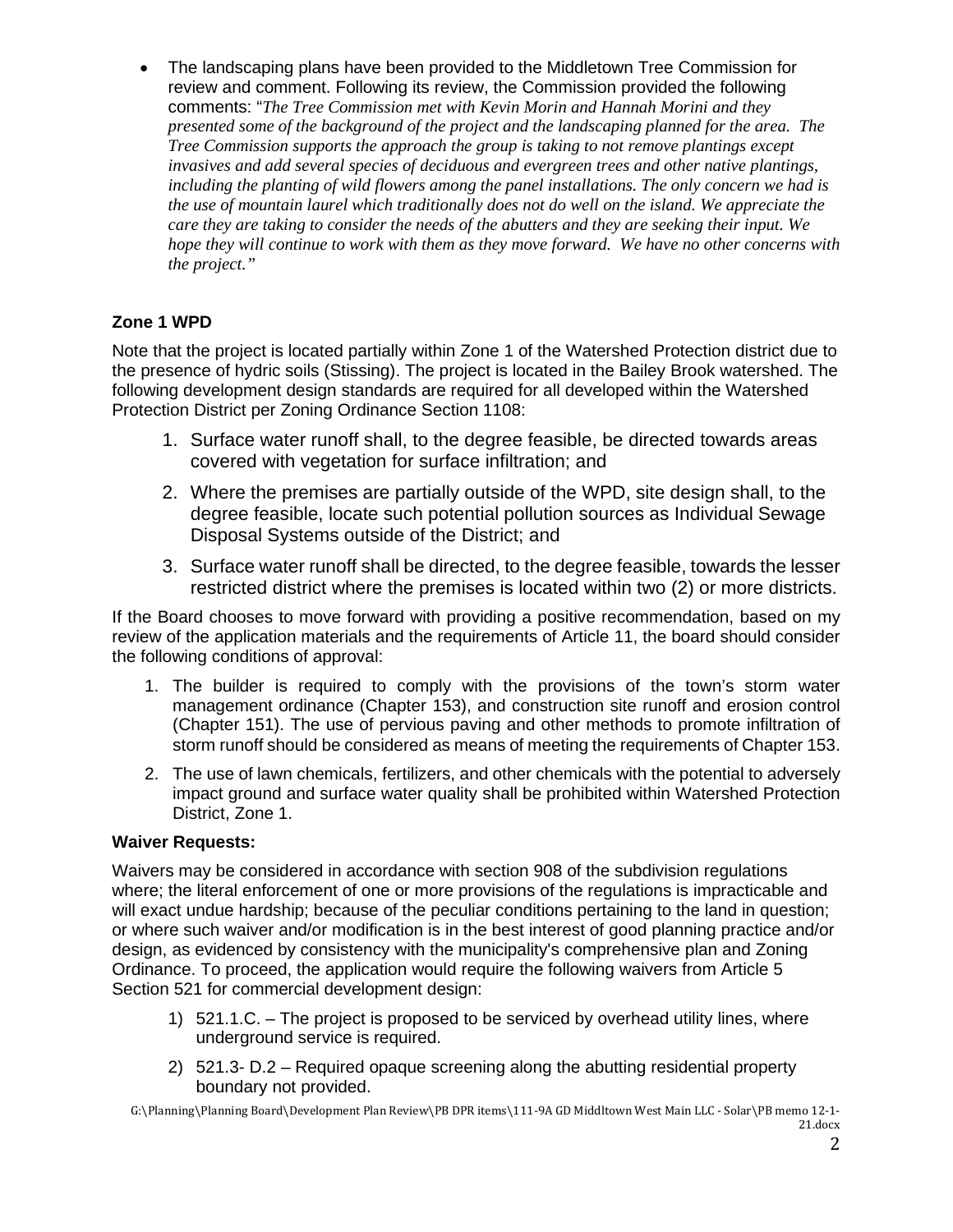- The landscaping plans have been provided to the Middletown Tree Commission for review and comment. Following its review, the Commission provided the following comments: "*The Tree Commission met with Kevin Morin and Hannah Morini and they presented some of the background of the project and the landscaping planned for the area. The Tree Commission supports the approach the group is taking to not remove plantings except invasives and add several species of deciduous and evergreen trees and other native plantings, including the planting of wild flowers among the panel installations. The only concern we had is the use of mountain laurel which traditionally does not do well on the island. We appreciate the care they are taking to consider the needs of the abutters and they are seeking their input. We hope they will continue to work with them as they move forward. We have no other concerns with the project.*"

**Zone 1 WPD**

Note that the project is located partially within Zone 1 of the Watershed Protection district due to the presence of hydric soils (Stissing). The project is located in the Bailey Brook watershed. The following development design standards are required for all developed within the Watershed Protection District per Zoning Ordinance Section 1108:

1. Surface water runoff shall, to the degree feasible, be directed towards areas covered with vegetation for surface infiltration; and
2. Where the premises are partially outside of the WPD, site design shall, to the degree feasible, locate such potential pollution sources as Individual Sewage Disposal Systems outside of the District; and
3. Surface water runoff shall be directed, to the degree feasible, towards the lesser restricted district where the premises is located within two (2) or more districts.

If the Board chooses to move forward with providing a positive recommendation, based on my review of the application materials and the requirements of Article 11, the board should consider the following conditions of approval:

1. The builder is required to comply with the provisions of the town's storm water management ordinance (Chapter 153), and construction site runoff and erosion control (Chapter 151). The use of pervious paving and other methods to promote infiltration of storm runoff should be considered as means of meeting the requirements of Chapter 153.
2. The use of lawn chemicals, fertilizers, and other chemicals with the potential to adversely impact ground and surface water quality shall be prohibited within Watershed Protection District, Zone 1.

**Waiver Requests:**

Waivers may be considered in accordance with section 908 of the subdivision regulations where; the literal enforcement of one or more provisions of the regulations is impracticable and will exact undue hardship; because of the peculiar conditions pertaining to the land in question; or where such waiver and/or modification is in the best interest of good planning practice and/or design, as evidenced by consistency with the municipality's comprehensive plan and Zoning Ordinance. To proceed, the application would require the following waivers from Article 5 Section 521 for commercial development design:

1) 521.1.C. – The project is proposed to be serviced by overhead utility lines, where underground service is required.
2) 521.3- D.2 – Required opaque screening along the abutting residential property boundary not provided.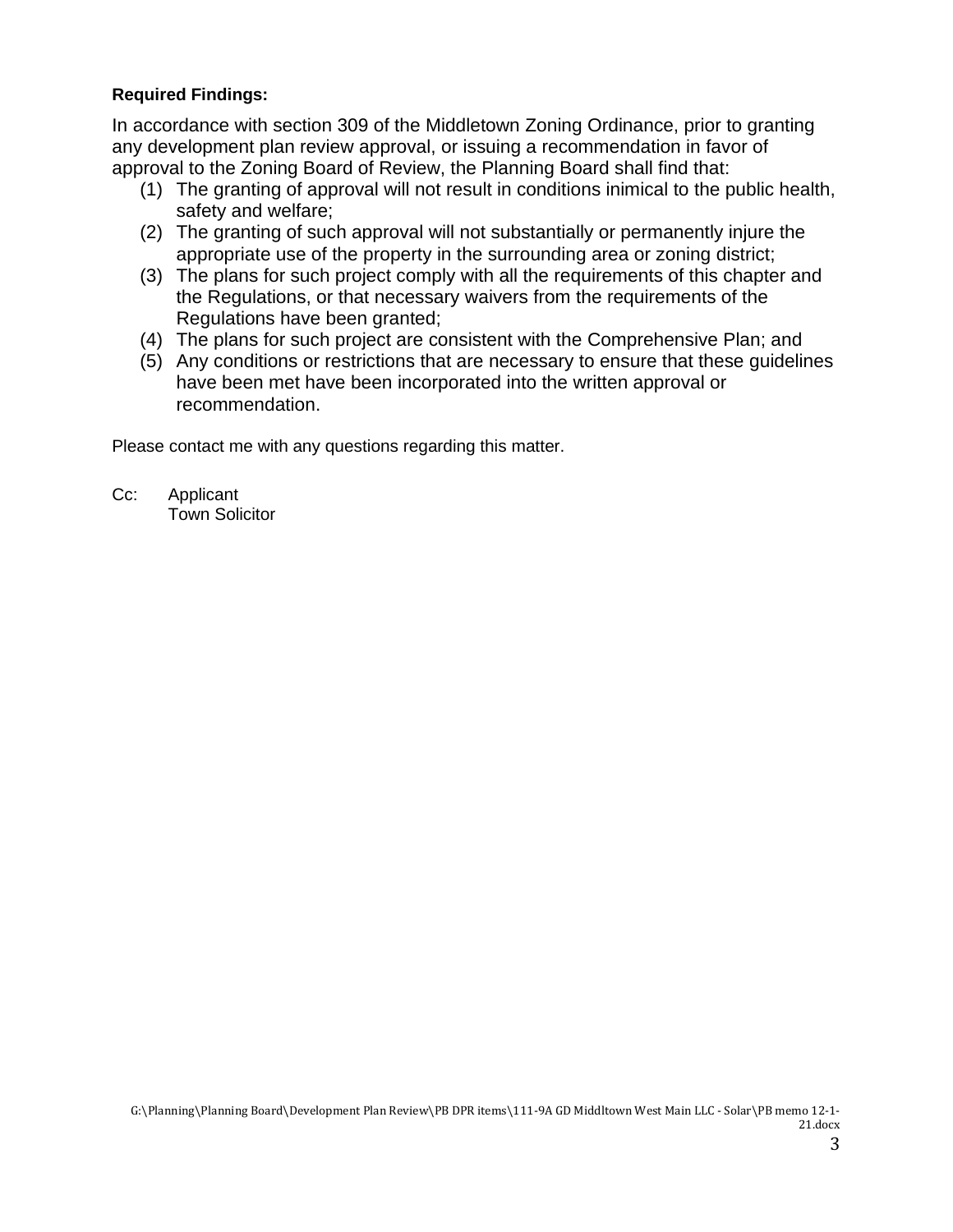**Required Findings:**

In accordance with section 309 of the Middletown Zoning Ordinance, prior to granting any development plan review approval, or issuing a recommendation in favor of approval to the Zoning Board of Review, the Planning Board shall find that:

(1) The granting of approval will not result in conditions inimical to the public health, safety and welfare;
(2) The granting of such approval will not substantially or permanently injure the appropriate use of the property in the surrounding area or zoning district;
(3) The plans for such project comply with all the requirements of this chapter and the Regulations, or that necessary waivers from the requirements of the Regulations have been granted;
(4) The plans for such project are consistent with the Comprehensive Plan; and
(5) Any conditions or restrictions that are necessary to ensure that these guidelines have been met have been incorporated into the written approval or recommendation.

Please contact me with any questions regarding this matter.

Cc: Applicant
Town Solicitor

G:\Planning\Planning Board\Development Plan Review\PB DPR items\111-9A GD Middltown West Main LLC - Solar\PB memo 12-1-21.docx